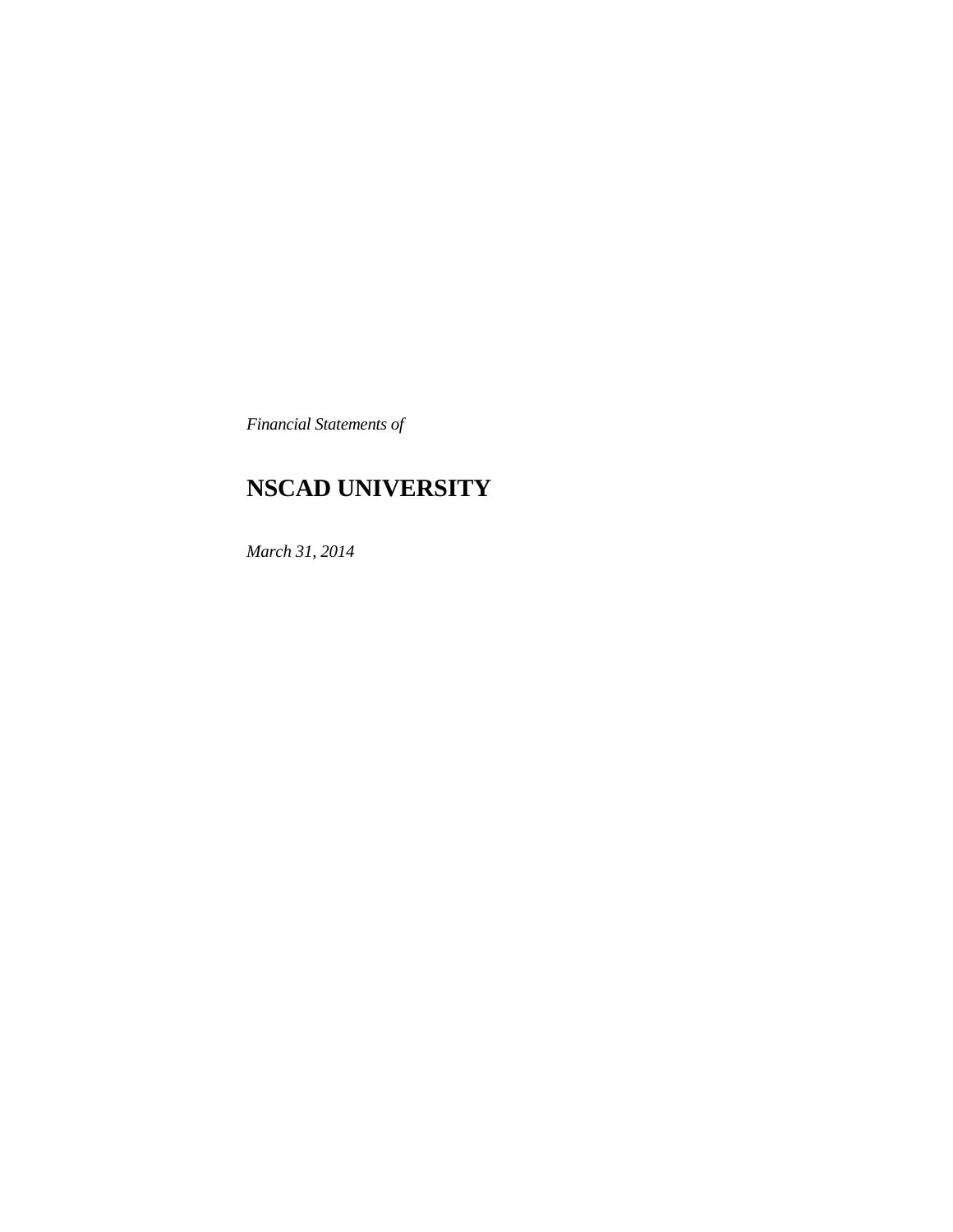*Financial Statements of*

# NSCAD UNIVERSITY

*March 31, 2014*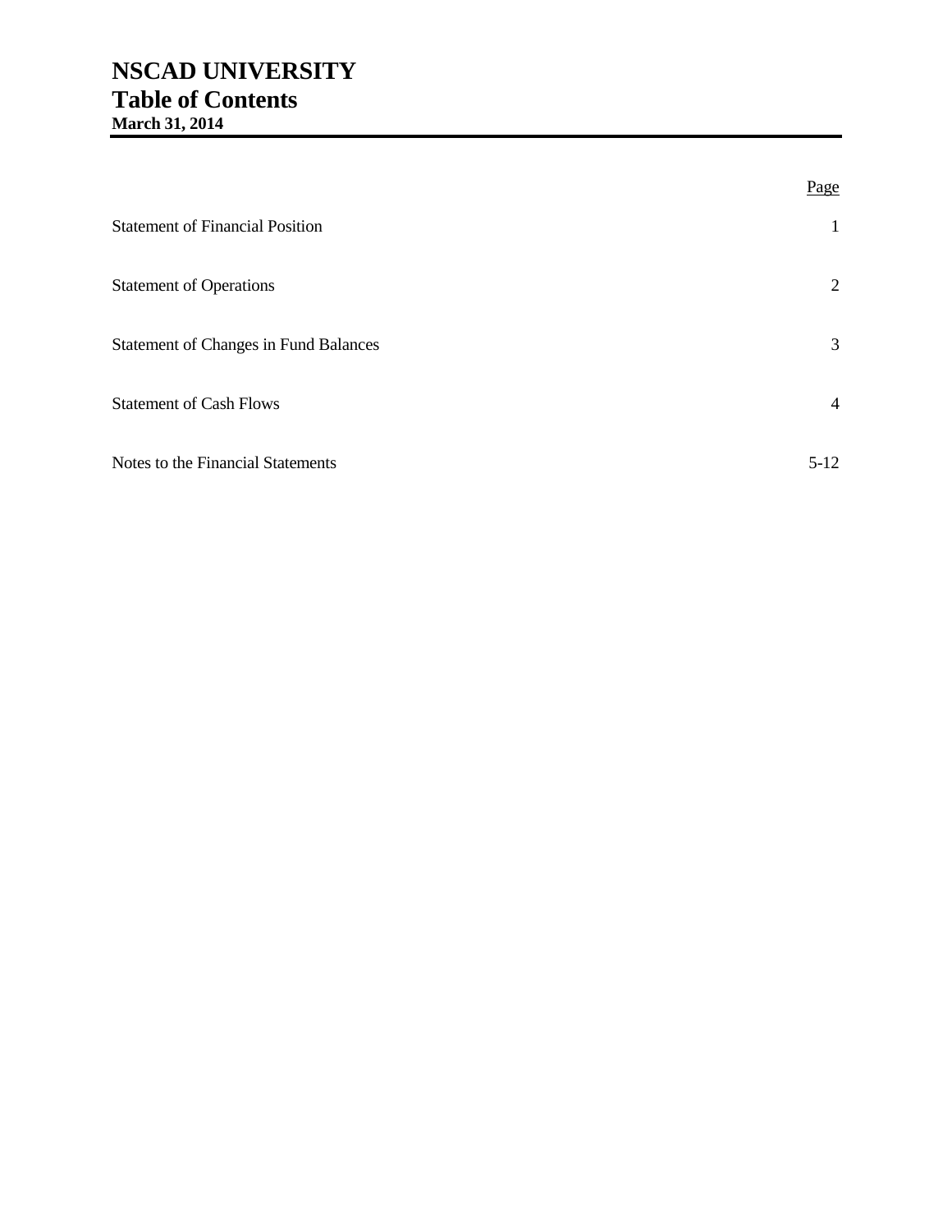# NSCAD UNIVERSITY
## Table of Contents
**March 31, 2014**

| | Page |
|---|---|
| Statement of Financial Position | 1 |
| Statement of Operations | 2 |
| Statement of Changes in Fund Balances | 3 |
| Statement of Cash Flows | 4 |
| Notes to the Financial Statements | 5-12 |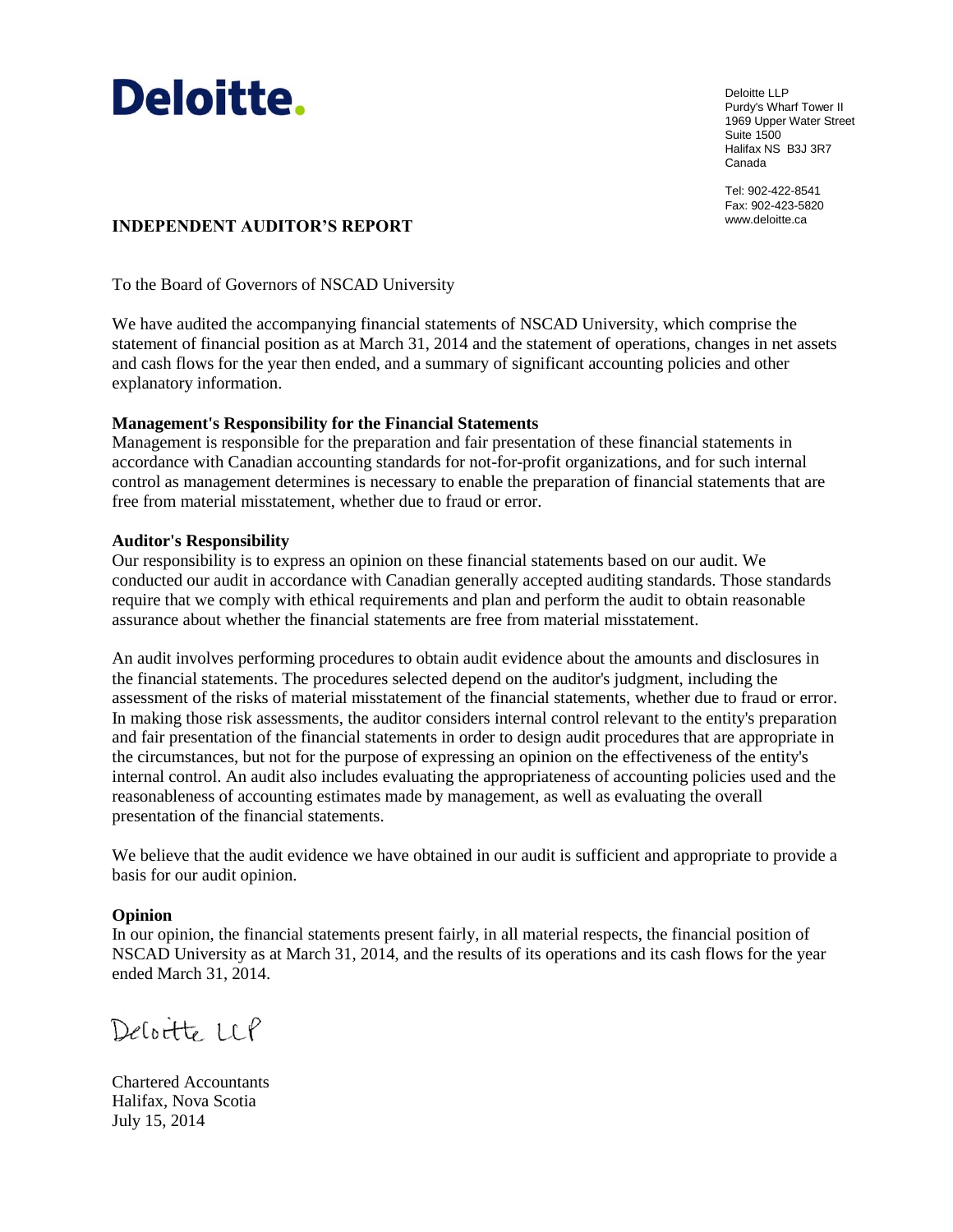Deloitte.

Deloitte LLP
Purdy's Wharf Tower II
1969 Upper Water Street
Suite 1500
Halifax NS B3J 3R7
Canada

Tel: 902-422-8541
Fax: 902-423-5820
www.deloitte.ca

## INDEPENDENT AUDITOR'S REPORT

To the Board of Governors of NSCAD University

We have audited the accompanying financial statements of NSCAD University, which comprise the statement of financial position as at March 31, 2014 and the statement of operations, changes in net assets and cash flows for the year then ended, and a summary of significant accounting policies and other explanatory information.

**Management's Responsibility for the Financial Statements**
Management is responsible for the preparation and fair presentation of these financial statements in accordance with Canadian accounting standards for not-for-profit organizations, and for such internal control as management determines is necessary to enable the preparation of financial statements that are free from material misstatement, whether due to fraud or error.

**Auditor's Responsibility**
Our responsibility is to express an opinion on these financial statements based on our audit. We conducted our audit in accordance with Canadian generally accepted auditing standards. Those standards require that we comply with ethical requirements and plan and perform the audit to obtain reasonable assurance about whether the financial statements are free from material misstatement.

An audit involves performing procedures to obtain audit evidence about the amounts and disclosures in the financial statements. The procedures selected depend on the auditor's judgment, including the assessment of the risks of material misstatement of the financial statements, whether due to fraud or error. In making those risk assessments, the auditor considers internal control relevant to the entity's preparation and fair presentation of the financial statements in order to design audit procedures that are appropriate in the circumstances, but not for the purpose of expressing an opinion on the effectiveness of the entity's internal control. An audit also includes evaluating the appropriateness of accounting policies used and the reasonableness of accounting estimates made by management, as well as evaluating the overall presentation of the financial statements.

We believe that the audit evidence we have obtained in our audit is sufficient and appropriate to provide a basis for our audit opinion.

**Opinion**
In our opinion, the financial statements present fairly, in all material respects, the financial position of NSCAD University as at March 31, 2014, and the results of its operations and its cash flows for the year ended March 31, 2014.

Deloitte LLP

Chartered Accountants
Halifax, Nova Scotia
July 15, 2014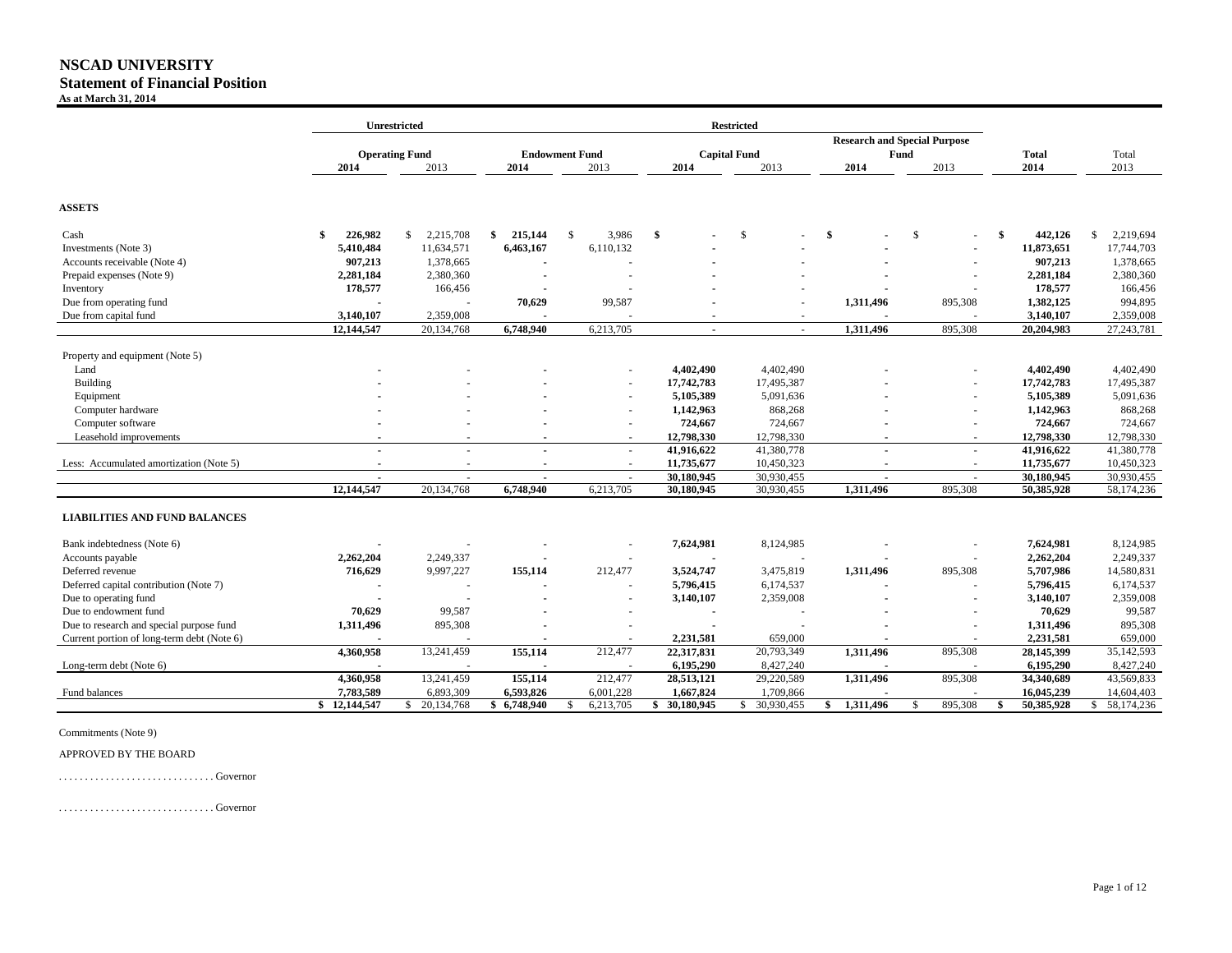# NSCAD UNIVERSITY

## Statement of Financial Position

**As at March 31, 2014**

| | Unrestricted | | Restricted | | | | | | | |
|---|---|---|---|---|---|---|---|---|---|---|
| | Operating Fund | | Endowment Fund | | Capital Fund | | Research and Special Purpose Fund | | Total | Total |
| | 2014 | 2013 | 2014 | 2013 | 2014 | 2013 | 2014 | 2013 | 2014 | 2013 |
| **ASSETS** | | | | | | | | | | |
| Cash | $ 226,982 | $ 2,215,708 | $ 215,144 | $ 3,986 | $ - | $ - | $ - | $ - | $ 442,126 | $ 2,219,694 |
| Investments (Note 3) | 5,410,484 | 11,634,571 | 6,463,167 | 6,110,132 | - | - | - | - | 11,873,651 | 17,744,703 |
| Accounts receivable (Note 4) | 907,213 | 1,378,665 | - | - | - | - | - | - | 907,213 | 1,378,665 |
| Prepaid expenses (Note 9) | 2,281,184 | 2,380,360 | - | - | - | - | - | - | 2,281,184 | 2,380,360 |
| Inventory | 178,577 | 166,456 | - | - | - | - | - | - | 178,577 | 166,456 |
| Due from operating fund | - | - | 70,629 | 99,587 | - | - | 1,311,496 | 895,308 | 1,382,125 | 994,895 |
| Due from capital fund | 3,140,107 | 2,359,008 | - | - | - | - | - | - | 3,140,107 | 2,359,008 |
| | 12,144,547 | 20,134,768 | 6,748,940 | 6,213,705 | - | - | 1,311,496 | 895,308 | 20,204,983 | 27,243,781 |
| Property and equipment (Note 5) | | | | | | | | | | |
| Land | - | - | - | - | 4,402,490 | 4,402,490 | - | - | 4,402,490 | 4,402,490 |
| Building | - | - | - | - | 17,742,783 | 17,495,387 | - | - | 17,742,783 | 17,495,387 |
| Equipment | - | - | - | - | 5,105,389 | 5,091,636 | - | - | 5,105,389 | 5,091,636 |
| Computer hardware | - | - | - | - | 1,142,963 | 868,268 | - | - | 1,142,963 | 868,268 |
| Computer software | - | - | - | - | 724,667 | 724,667 | - | - | 724,667 | 724,667 |
| Leasehold improvements | - | - | - | - | 12,798,330 | 12,798,330 | - | - | 12,798,330 | 12,798,330 |
| | - | - | - | - | 41,916,622 | 41,380,778 | - | - | 41,916,622 | 41,380,778 |
| Less: Accumulated amortization (Note 5) | - | - | - | - | 11,735,677 | 10,450,323 | - | - | 11,735,677 | 10,450,323 |
| | - | - | - | - | 30,180,945 | 30,930,455 | - | - | 30,180,945 | 30,930,455 |
| | 12,144,547 | 20,134,768 | 6,748,940 | 6,213,705 | 30,180,945 | 30,930,455 | 1,311,496 | 895,308 | 50,385,928 | 58,174,236 |
| **LIABILITIES AND FUND BALANCES** | | | | | | | | | | |
| Bank indebtedness (Note 6) | - | - | - | - | 7,624,981 | 8,124,985 | - | - | 7,624,981 | 8,124,985 |
| Accounts payable | 2,262,204 | 2,249,337 | - | - | - | - | - | - | 2,262,204 | 2,249,337 |
| Deferred revenue | 716,629 | 9,997,227 | 155,114 | 212,477 | 3,524,747 | 3,475,819 | 1,311,496 | 895,308 | 5,707,986 | 14,580,831 |
| Deferred capital contribution (Note 7) | - | - | - | - | 5,796,415 | 6,174,537 | - | - | 5,796,415 | 6,174,537 |
| Due to operating fund | - | - | - | - | 3,140,107 | 2,359,008 | - | - | 3,140,107 | 2,359,008 |
| Due to endowment fund | 70,629 | 99,587 | - | - | - | - | - | - | 70,629 | 99,587 |
| Due to research and special purpose fund | 1,311,496 | 895,308 | - | - | - | - | - | - | 1,311,496 | 895,308 |
| Current portion of long-term debt (Note 6) | - | - | - | - | 2,231,581 | 659,000 | - | - | 2,231,581 | 659,000 |
| | 4,360,958 | 13,241,459 | 155,114 | 212,477 | 22,317,831 | 20,793,349 | 1,311,496 | 895,308 | 28,145,399 | 35,142,593 |
| Long-term debt (Note 6) | - | - | - | - | 6,195,290 | 8,427,240 | - | - | 6,195,290 | 8,427,240 |
| | 4,360,958 | 13,241,459 | 155,114 | 212,477 | 28,513,121 | 29,220,589 | 1,311,496 | 895,308 | 34,340,689 | 43,569,833 |
| Fund balances | 7,783,589 | 6,893,309 | 6,593,826 | 6,001,228 | 1,667,824 | 1,709,866 | - | - | 16,045,239 | 14,604,403 |
| | $ 12,144,547 | $ 20,134,768 | $ 6,748,940 | $ 6,213,705 | $ 30,180,945 | $ 30,930,455 | $ 1,311,496 | $ 895,308 | $ 50,385,928 | $ 58,174,236 |

Commitments (Note 9)

APPROVED BY THE BOARD

. . . . . . . . . . . . . . . . . . . . . . . . . . . . . Governor

. . . . . . . . . . . . . . . . . . . . . . . . . . . . . Governor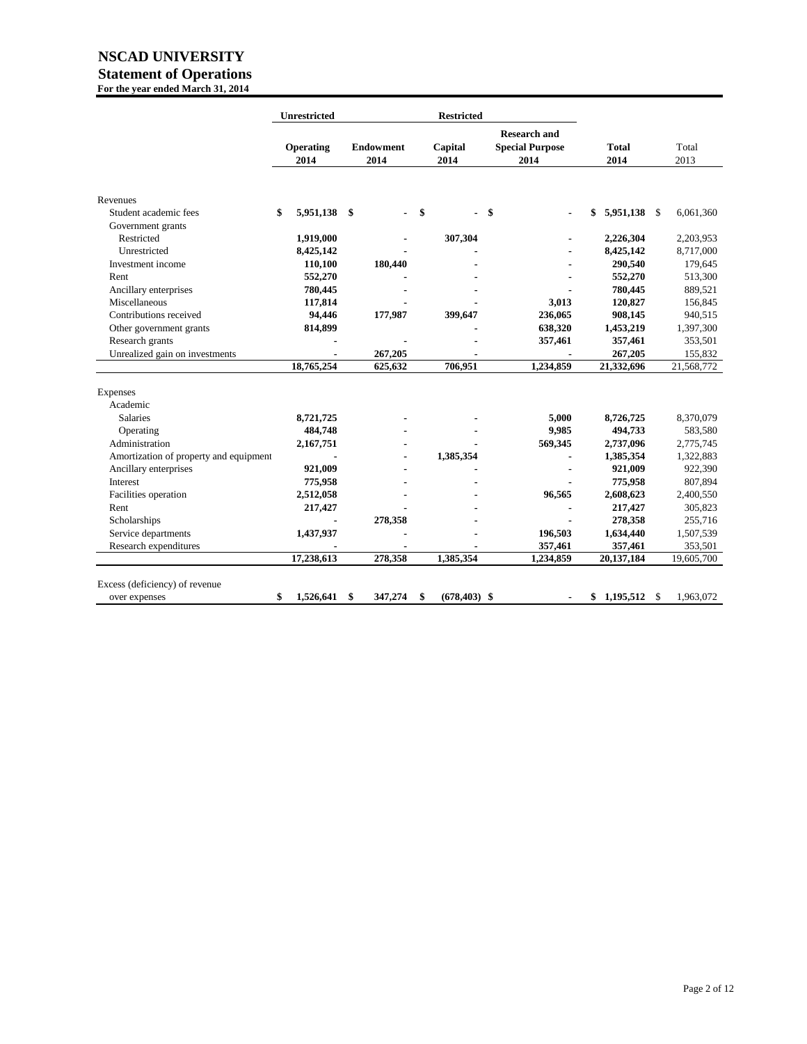# NSCAD UNIVERSITY

## Statement of Operations

**For the year ended March 31, 2014**

| | Unrestricted | Restricted | | | | |
|---|---|---|---|---|---|---|
| | **Operating 2014** | **Endowment 2014** | **Capital 2014** | **Research and Special Purpose 2014** | **Total 2014** | Total 2013 |
| Revenues | | | | | | |
| Student academic fees | **$ 5,951,138** | **$ -** | **$ -** | **$ -** | **$ 5,951,138** | $ 6,061,360 |
| Government grants | | | | | | |
| Restricted | **1,919,000** | **-** | **307,304** | **-** | **2,226,304** | 2,203,953 |
| Unrestricted | **8,425,142** | **-** | **-** | **-** | **8,425,142** | 8,717,000 |
| Investment income | **110,100** | **180,440** | **-** | **-** | **290,540** | 179,645 |
| Rent | **552,270** | **-** | **-** | **-** | **552,270** | 513,300 |
| Ancillary enterprises | **780,445** | **-** | **-** | **-** | **780,445** | 889,521 |
| Miscellaneous | **117,814** | **-** | **-** | **3,013** | **120,827** | 156,845 |
| Contributions received | **94,446** | **177,987** | **399,647** | **236,065** | **908,145** | 940,515 |
| Other government grants | **814,899** | | **-** | **638,320** | **1,453,219** | 1,397,300 |
| Research grants | **-** | **-** | **-** | **357,461** | **357,461** | 353,501 |
| Unrealized gain on investments | **-** | **267,205** | **-** | **-** | **267,205** | 155,832 |
| | **18,765,254** | **625,632** | **706,951** | **1,234,859** | **21,332,696** | 21,568,772 |
| Expenses | | | | | | |
| Academic | | | | | | |
| Salaries | **8,721,725** | **-** | **-** | **5,000** | **8,726,725** | 8,370,079 |
| Operating | **484,748** | **-** | **-** | **9,985** | **494,733** | 583,580 |
| Administration | **2,167,751** | **-** | **-** | **569,345** | **2,737,096** | 2,775,745 |
| Amortization of property and equipment | **-** | **-** | **1,385,354** | **-** | **1,385,354** | 1,322,883 |
| Ancillary enterprises | **921,009** | **-** | **-** | **-** | **921,009** | 922,390 |
| Interest | **775,958** | **-** | **-** | **-** | **775,958** | 807,894 |
| Facilities operation | **2,512,058** | **-** | **-** | **96,565** | **2,608,623** | 2,400,550 |
| Rent | **217,427** | **-** | **-** | **-** | **217,427** | 305,823 |
| Scholarships | **-** | **278,358** | **-** | **-** | **278,358** | 255,716 |
| Service departments | **1,437,937** | **-** | **-** | **196,503** | **1,634,440** | 1,507,539 |
| Research expenditures | **-** | **-** | **-** | **357,461** | **357,461** | 353,501 |
| | **17,238,613** | **278,358** | **1,385,354** | **1,234,859** | **20,137,184** | 19,605,700 |
| Excess (deficiency) of revenue over expenses | **$ 1,526,641** | **$ 347,274** | **$ (678,403)** | **$ -** | **$ 1,195,512** | $ 1,963,072 |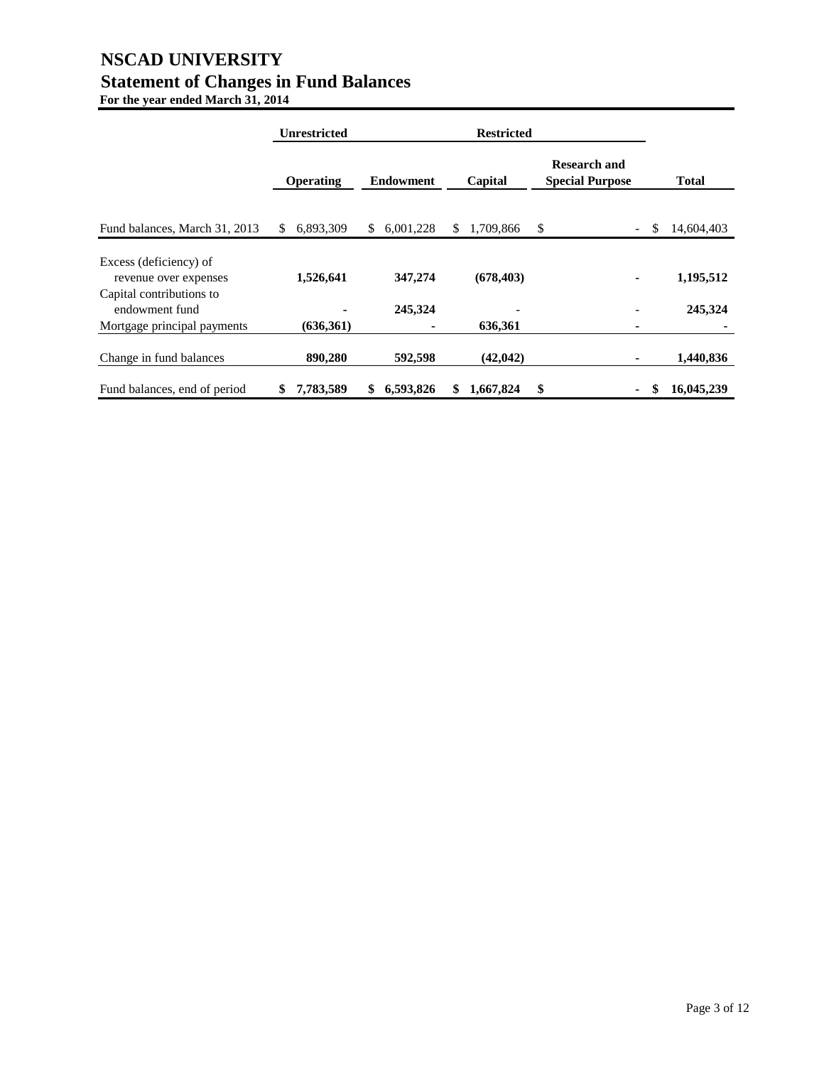# NSCAD UNIVERSITY

## Statement of Changes in Fund Balances

**For the year ended March 31, 2014**

| | Unrestricted | Restricted | | | |
|---|---|---|---|---|---|
| | **Operating** | **Endowment** | **Capital** | **Research and Special Purpose** | **Total** |
| Fund balances, March 31, 2013 | $ 6,893,309 | $ 6,001,228 | $ 1,709,866 | $ - | $ 14,604,403 |
| Excess (deficiency) of revenue over expenses | **1,526,641** | **347,274** | **(678,403)** | **-** | **1,195,512** |
| Capital contributions to endowment fund | **-** | **245,324** | - | - | **245,324** |
| Mortgage principal payments | **(636,361)** | **-** | **636,361** | **-** | **-** |
| Change in fund balances | **890,280** | **592,598** | **(42,042)** | **-** | **1,440,836** |
| Fund balances, end of period | **$ 7,783,589** | **$ 6,593,826** | **$ 1,667,824** | **$ -** | **$ 16,045,239** |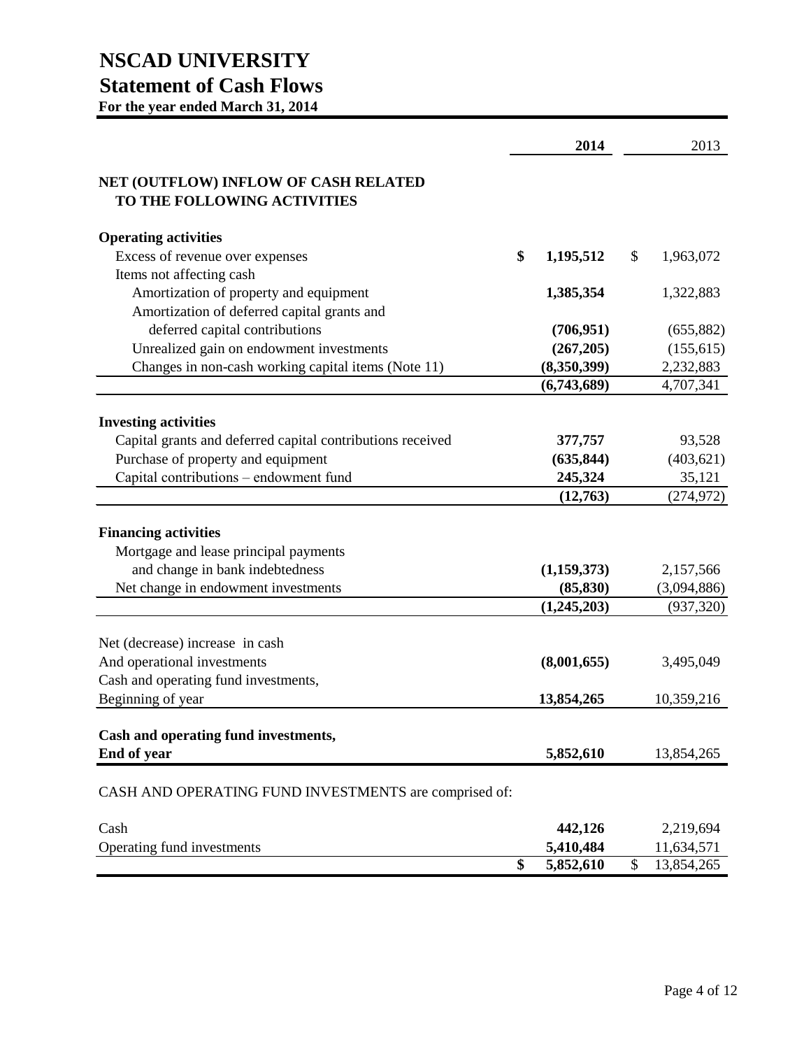# NSCAD UNIVERSITY

## Statement of Cash Flows

**For the year ended March 31, 2014**

| | **2014** | 2013 |
|---|---|---|
| **NET (OUTFLOW) INFLOW OF CASH RELATED TO THE FOLLOWING ACTIVITIES** | | |
| **Operating activities** | | |
| Excess of revenue over expenses | **$ 1,195,512** | $ 1,963,072 |
| Items not affecting cash | | |
| Amortization of property and equipment | **1,385,354** | 1,322,883 |
| Amortization of deferred capital grants and deferred capital contributions | **(706,951)** | (655,882) |
| Unrealized gain on endowment investments | **(267,205)** | (155,615) |
| Changes in non-cash working capital items (Note 11) | **(8,350,399)** | 2,232,883 |
| | **(6,743,689)** | 4,707,341 |
| **Investing activities** | | |
| Capital grants and deferred capital contributions received | **377,757** | 93,528 |
| Purchase of property and equipment | **(635,844)** | (403,621) |
| Capital contributions – endowment fund | **245,324** | 35,121 |
| | **(12,763)** | (274,972) |
| **Financing activities** | | |
| Mortgage and lease principal payments and change in bank indebtedness | **(1,159,373)** | 2,157,566 |
| Net change in endowment investments | **(85,830)** | (3,094,886) |
| | **(1,245,203)** | (937,320) |
| Net (decrease) increase in cash And operational investments | **(8,001,655)** | 3,495,049 |
| Cash and operating fund investments, Beginning of year | **13,854,265** | 10,359,216 |
| **Cash and operating fund investments, End of year** | **5,852,610** | 13,854,265 |

CASH AND OPERATING FUND INVESTMENTS are comprised of:

| | **2014** | 2013 |
|---|---|---|
| Cash | **442,126** | 2,219,694 |
| Operating fund investments | **5,410,484** | 11,634,571 |
| | **$ 5,852,610** | $ 13,854,265 |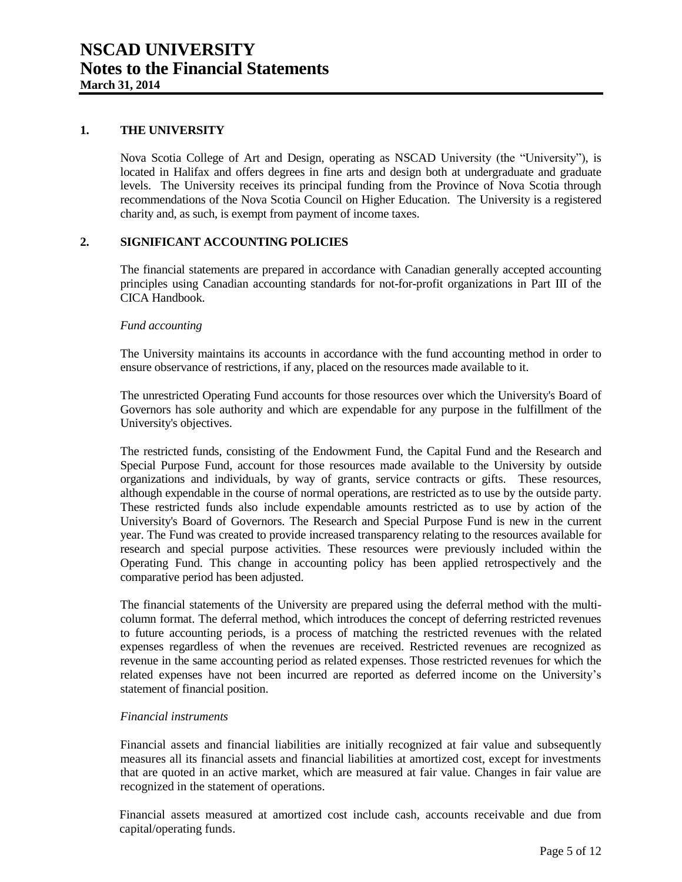# NSCAD UNIVERSITY
# Notes to the Financial Statements
**March 31, 2014**

## 1. THE UNIVERSITY

Nova Scotia College of Art and Design, operating as NSCAD University (the "University"), is located in Halifax and offers degrees in fine arts and design both at undergraduate and graduate levels. The University receives its principal funding from the Province of Nova Scotia through recommendations of the Nova Scotia Council on Higher Education. The University is a registered charity and, as such, is exempt from payment of income taxes.

## 2. SIGNIFICANT ACCOUNTING POLICIES

The financial statements are prepared in accordance with Canadian generally accepted accounting principles using Canadian accounting standards for not-for-profit organizations in Part III of the CICA Handbook.

*Fund accounting*

The University maintains its accounts in accordance with the fund accounting method in order to ensure observance of restrictions, if any, placed on the resources made available to it.

The unrestricted Operating Fund accounts for those resources over which the University's Board of Governors has sole authority and which are expendable for any purpose in the fulfillment of the University's objectives.

The restricted funds, consisting of the Endowment Fund, the Capital Fund and the Research and Special Purpose Fund, account for those resources made available to the University by outside organizations and individuals, by way of grants, service contracts or gifts. These resources, although expendable in the course of normal operations, are restricted as to use by the outside party. These restricted funds also include expendable amounts restricted as to use by action of the University's Board of Governors. The Research and Special Purpose Fund is new in the current year. The Fund was created to provide increased transparency relating to the resources available for research and special purpose activities. These resources were previously included within the Operating Fund. This change in accounting policy has been applied retrospectively and the comparative period has been adjusted.

The financial statements of the University are prepared using the deferral method with the multi-column format. The deferral method, which introduces the concept of deferring restricted revenues to future accounting periods, is a process of matching the restricted revenues with the related expenses regardless of when the revenues are received. Restricted revenues are recognized as revenue in the same accounting period as related expenses. Those restricted revenues for which the related expenses have not been incurred are reported as deferred income on the University's statement of financial position.

*Financial instruments*

Financial assets and financial liabilities are initially recognized at fair value and subsequently measures all its financial assets and financial liabilities at amortized cost, except for investments that are quoted in an active market, which are measured at fair value. Changes in fair value are recognized in the statement of operations.

Financial assets measured at amortized cost include cash, accounts receivable and due from capital/operating funds.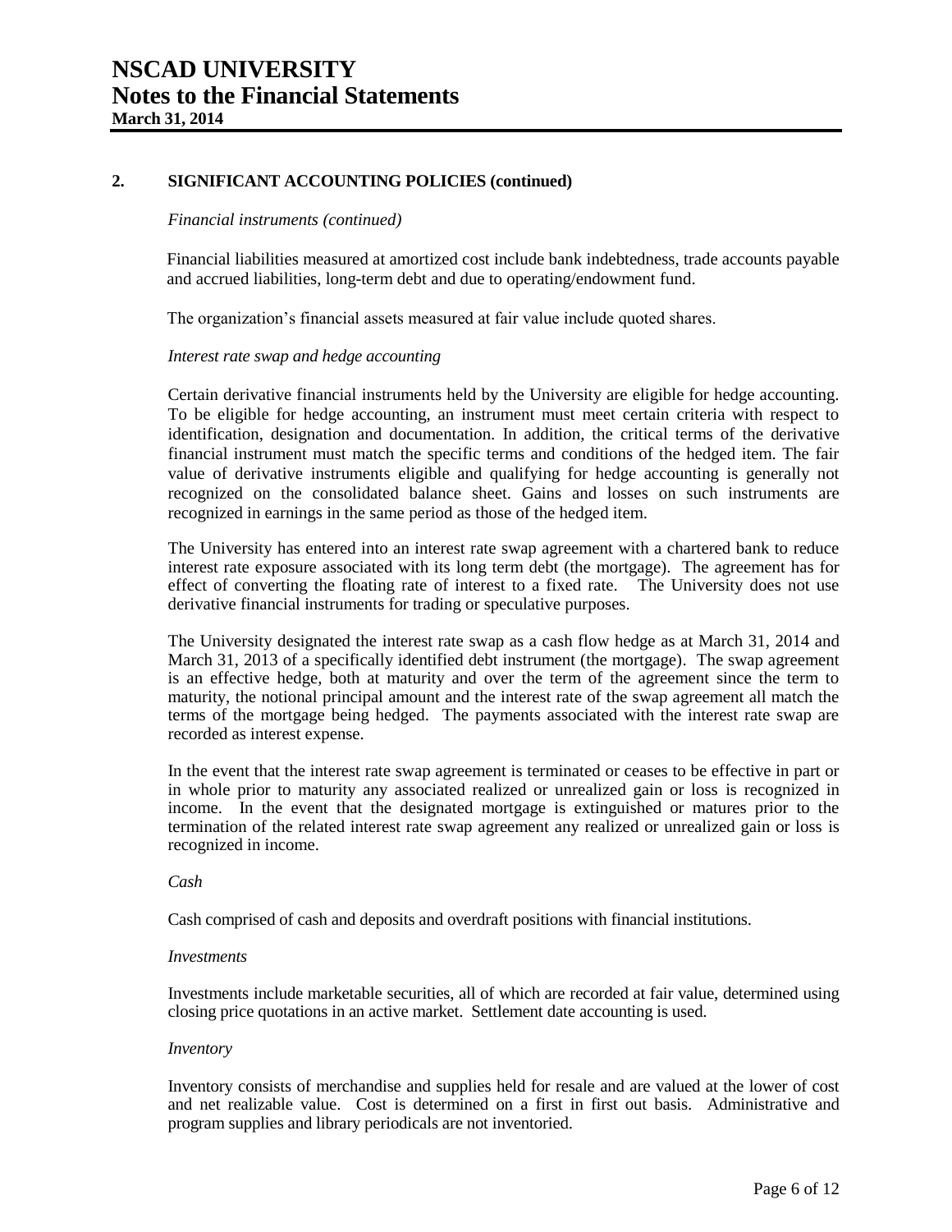## 2. SIGNIFICANT ACCOUNTING POLICIES (continued)

*Financial instruments (continued)*

Financial liabilities measured at amortized cost include bank indebtedness, trade accounts payable and accrued liabilities, long-term debt and due to operating/endowment fund.

The organization's financial assets measured at fair value include quoted shares.

*Interest rate swap and hedge accounting*

Certain derivative financial instruments held by the University are eligible for hedge accounting. To be eligible for hedge accounting, an instrument must meet certain criteria with respect to identification, designation and documentation. In addition, the critical terms of the derivative financial instrument must match the specific terms and conditions of the hedged item. The fair value of derivative instruments eligible and qualifying for hedge accounting is generally not recognized on the consolidated balance sheet. Gains and losses on such instruments are recognized in earnings in the same period as those of the hedged item.

The University has entered into an interest rate swap agreement with a chartered bank to reduce interest rate exposure associated with its long term debt (the mortgage). The agreement has for effect of converting the floating rate of interest to a fixed rate. The University does not use derivative financial instruments for trading or speculative purposes.

The University designated the interest rate swap as a cash flow hedge as at March 31, 2014 and March 31, 2013 of a specifically identified debt instrument (the mortgage). The swap agreement is an effective hedge, both at maturity and over the term of the agreement since the term to maturity, the notional principal amount and the interest rate of the swap agreement all match the terms of the mortgage being hedged. The payments associated with the interest rate swap are recorded as interest expense.

In the event that the interest rate swap agreement is terminated or ceases to be effective in part or in whole prior to maturity any associated realized or unrealized gain or loss is recognized in income. In the event that the designated mortgage is extinguished or matures prior to the termination of the related interest rate swap agreement any realized or unrealized gain or loss is recognized in income.

*Cash*

Cash comprised of cash and deposits and overdraft positions with financial institutions.

*Investments*

Investments include marketable securities, all of which are recorded at fair value, determined using closing price quotations in an active market. Settlement date accounting is used.

*Inventory*

Inventory consists of merchandise and supplies held for resale and are valued at the lower of cost and net realizable value. Cost is determined on a first in first out basis. Administrative and program supplies and library periodicals are not inventoried.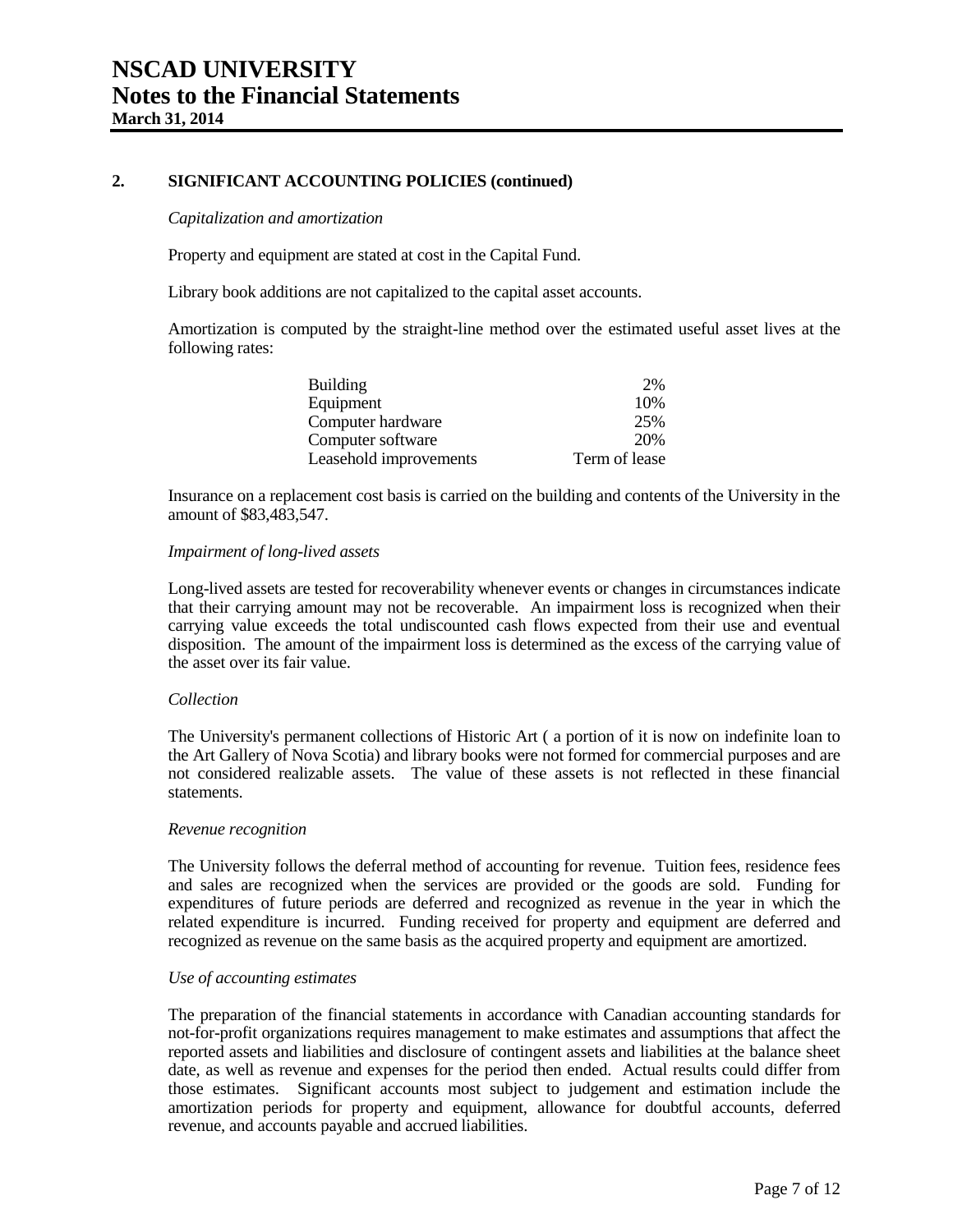## 2. SIGNIFICANT ACCOUNTING POLICIES (continued)

*Capitalization and amortization*

Property and equipment are stated at cost in the Capital Fund.

Library book additions are not capitalized to the capital asset accounts.

Amortization is computed by the straight-line method over the estimated useful asset lives at the following rates:

| | |
|---|---|
| Building | 2% |
| Equipment | 10% |
| Computer hardware | 25% |
| Computer software | 20% |
| Leasehold improvements | Term of lease |

Insurance on a replacement cost basis is carried on the building and contents of the University in the amount of $83,483,547.

*Impairment of long-lived assets*

Long-lived assets are tested for recoverability whenever events or changes in circumstances indicate that their carrying amount may not be recoverable. An impairment loss is recognized when their carrying value exceeds the total undiscounted cash flows expected from their use and eventual disposition. The amount of the impairment loss is determined as the excess of the carrying value of the asset over its fair value.

*Collection*

The University's permanent collections of Historic Art ( a portion of it is now on indefinite loan to the Art Gallery of Nova Scotia) and library books were not formed for commercial purposes and are not considered realizable assets. The value of these assets is not reflected in these financial statements.

*Revenue recognition*

The University follows the deferral method of accounting for revenue. Tuition fees, residence fees and sales are recognized when the services are provided or the goods are sold. Funding for expenditures of future periods are deferred and recognized as revenue in the year in which the related expenditure is incurred. Funding received for property and equipment are deferred and recognized as revenue on the same basis as the acquired property and equipment are amortized.

*Use of accounting estimates*

The preparation of the financial statements in accordance with Canadian accounting standards for not-for-profit organizations requires management to make estimates and assumptions that affect the reported assets and liabilities and disclosure of contingent assets and liabilities at the balance sheet date, as well as revenue and expenses for the period then ended. Actual results could differ from those estimates. Significant accounts most subject to judgement and estimation include the amortization periods for property and equipment, allowance for doubtful accounts, deferred revenue, and accounts payable and accrued liabilities.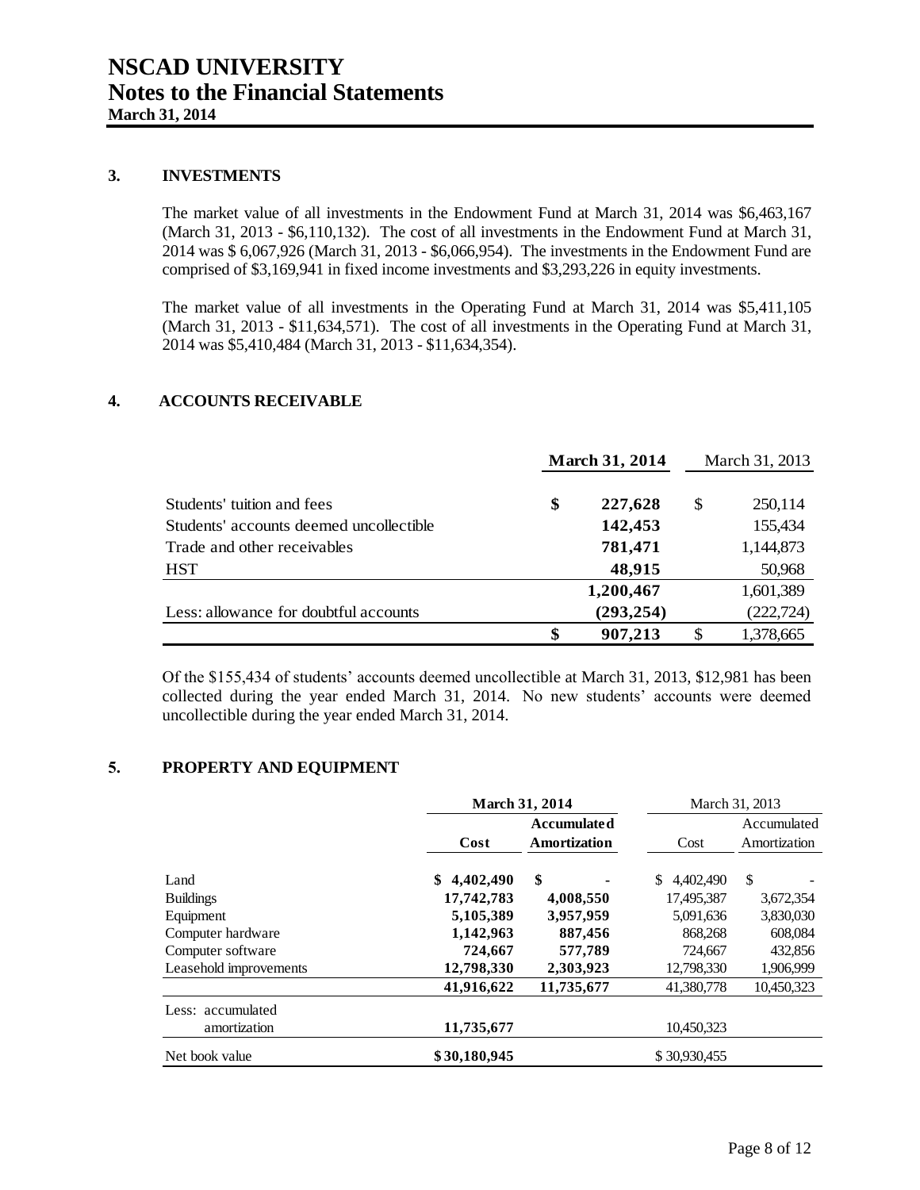# NSCAD UNIVERSITY
# Notes to the Financial Statements
**March 31, 2014**

## 3. INVESTMENTS

The market value of all investments in the Endowment Fund at March 31, 2014 was $6,463,167 (March 31, 2013 - $6,110,132). The cost of all investments in the Endowment Fund at March 31, 2014 was $ 6,067,926 (March 31, 2013 - $6,066,954). The investments in the Endowment Fund are comprised of $3,169,941 in fixed income investments and $3,293,226 in equity investments.

The market value of all investments in the Operating Fund at March 31, 2014 was $5,411,105 (March 31, 2013 - $11,634,571). The cost of all investments in the Operating Fund at March 31, 2014 was $5,410,484 (March 31, 2013 - $11,634,354).

## 4. ACCOUNTS RECEIVABLE

| | **March 31, 2014** | March 31, 2013 |
|---|---|---|
| Students' tuition and fees | **$ 227,628** | $ 250,114 |
| Students' accounts deemed uncollectible | **142,453** | 155,434 |
| Trade and other receivables | **781,471** | 1,144,873 |
| HST | **48,915** | 50,968 |
| | **1,200,467** | 1,601,389 |
| Less: allowance for doubtful accounts | **(293,254)** | (222,724) |
| | **$ 907,213** | $ 1,378,665 |

Of the $155,434 of students' accounts deemed uncollectible at March 31, 2013, $12,981 has been collected during the year ended March 31, 2014. No new students' accounts were deemed uncollectible during the year ended March 31, 2014.

## 5. PROPERTY AND EQUIPMENT

| | **March 31, 2014** | | March 31, 2013 | |
|---|---|---|---|---|
| | **Cost** | **Accumulated Amortization** | Cost | Accumulated Amortization |
| Land | **$ 4,402,490** | **$ -** | $ 4,402,490 | $ - |
| Buildings | **17,742,783** | **4,008,550** | 17,495,387 | 3,672,354 |
| Equipment | **5,105,389** | **3,957,959** | 5,091,636 | 3,830,030 |
| Computer hardware | **1,142,963** | **887,456** | 868,268 | 608,084 |
| Computer software | **724,667** | **577,789** | 724,667 | 432,856 |
| Leasehold improvements | **12,798,330** | **2,303,923** | 12,798,330 | 1,906,999 |
| | **41,916,622** | **11,735,677** | 41,380,778 | 10,450,323 |
| Less: accumulated amortization | **11,735,677** | | 10,450,323 | |
| Net book value | **$ 30,180,945** | | $ 30,930,455 | |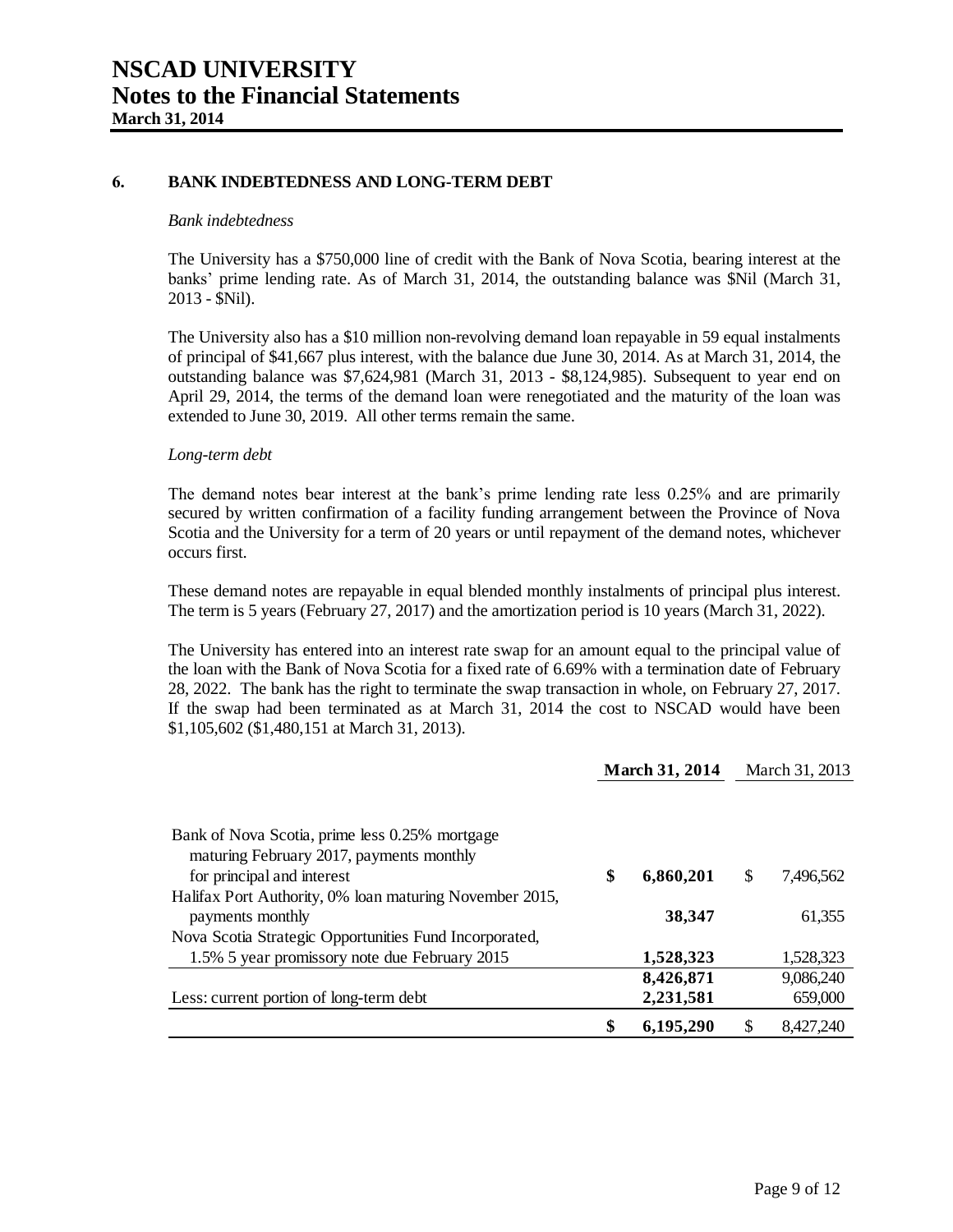# NSCAD UNIVERSITY
# Notes to the Financial Statements
**March 31, 2014**

## 6. BANK INDEBTEDNESS AND LONG-TERM DEBT

*Bank indebtedness*

The University has a $750,000 line of credit with the Bank of Nova Scotia, bearing interest at the banks' prime lending rate. As of March 31, 2014, the outstanding balance was $Nil (March 31, 2013 - $Nil).

The University also has a $10 million non-revolving demand loan repayable in 59 equal instalments of principal of $41,667 plus interest, with the balance due June 30, 2014. As at March 31, 2014, the outstanding balance was $7,624,981 (March 31, 2013 - $8,124,985). Subsequent to year end on April 29, 2014, the terms of the demand loan were renegotiated and the maturity of the loan was extended to June 30, 2019. All other terms remain the same.

*Long-term debt*

The demand notes bear interest at the bank's prime lending rate less 0.25% and are primarily secured by written confirmation of a facility funding arrangement between the Province of Nova Scotia and the University for a term of 20 years or until repayment of the demand notes, whichever occurs first.

These demand notes are repayable in equal blended monthly instalments of principal plus interest. The term is 5 years (February 27, 2017) and the amortization period is 10 years (March 31, 2022).

The University has entered into an interest rate swap for an amount equal to the principal value of the loan with the Bank of Nova Scotia for a fixed rate of 6.69% with a termination date of February 28, 2022. The bank has the right to terminate the swap transaction in whole, on February 27, 2017. If the swap had been terminated as at March 31, 2014 the cost to NSCAD would have been $1,105,602 ($1,480,151 at March 31, 2013).

| | **March 31, 2014** | March 31, 2013 |
|---|---|---|
| Bank of Nova Scotia, prime less 0.25% mortgage maturing February 2017, payments monthly for principal and interest | **$ 6,860,201** | $ 7,496,562 |
| Halifax Port Authority, 0% loan maturing November 2015, payments monthly | **38,347** | 61,355 |
| Nova Scotia Strategic Opportunities Fund Incorporated, 1.5% 5 year promissory note due February 2015 | **1,528,323** | 1,528,323 |
| | **8,426,871** | 9,086,240 |
| Less: current portion of long-term debt | **2,231,581** | 659,000 |
| | **$ 6,195,290** | $ 8,427,240 |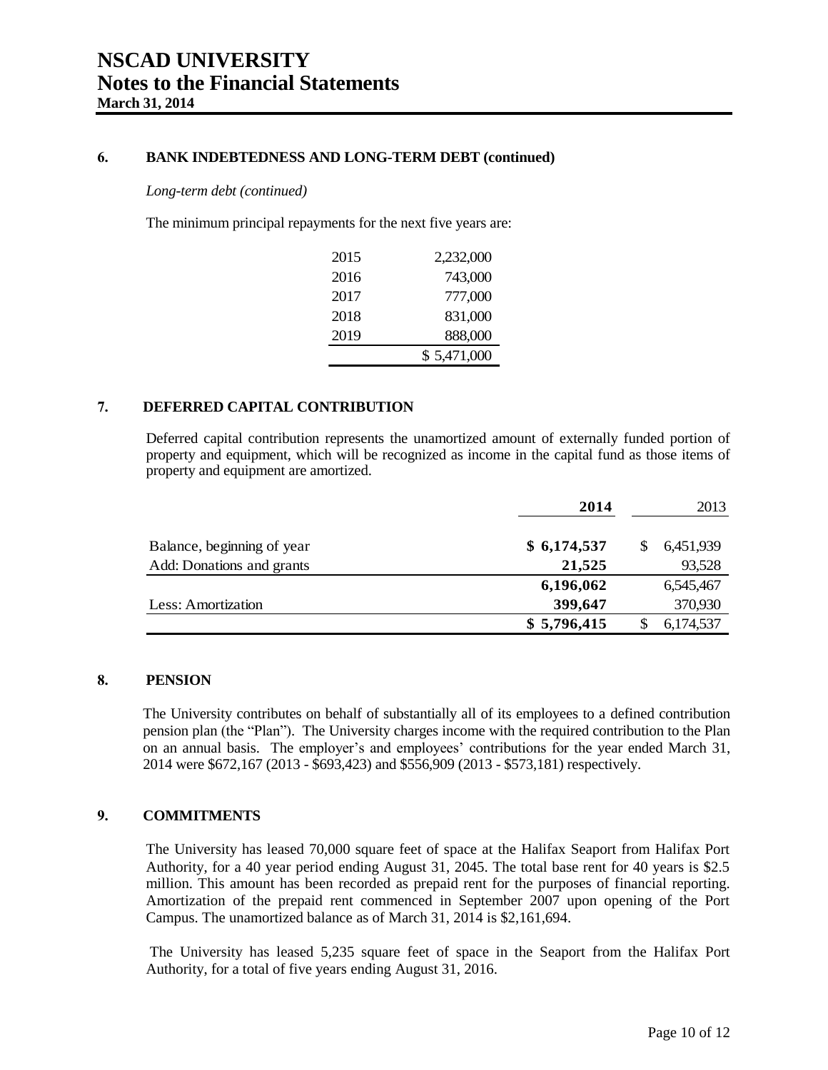# NSCAD UNIVERSITY
# Notes to the Financial Statements
**March 31, 2014**

### 6. BANK INDEBTEDNESS AND LONG-TERM DEBT (continued)

*Long-term debt (continued)*

The minimum principal repayments for the next five years are:

| | |
|---|---|
| 2015 | 2,232,000 |
| 2016 | 743,000 |
| 2017 | 777,000 |
| 2018 | 831,000 |
| 2019 | 888,000 |
| | $ 5,471,000 |

### 7. DEFERRED CAPITAL CONTRIBUTION

Deferred capital contribution represents the unamortized amount of externally funded portion of property and equipment, which will be recognized as income in the capital fund as those items of property and equipment are amortized.

| | **2014** | 2013 |
|---|---|---|
| Balance, beginning of year | **$ 6,174,537** | $ 6,451,939 |
| Add: Donations and grants | **21,525** | 93,528 |
| | **6,196,062** | 6,545,467 |
| Less: Amortization | **399,647** | 370,930 |
| | **$ 5,796,415** | $ 6,174,537 |

### 8. PENSION

The University contributes on behalf of substantially all of its employees to a defined contribution pension plan (the "Plan"). The University charges income with the required contribution to the Plan on an annual basis. The employer's and employees' contributions for the year ended March 31, 2014 were $672,167 (2013 - $693,423) and $556,909 (2013 - $573,181) respectively.

### 9. COMMITMENTS

The University has leased 70,000 square feet of space at the Halifax Seaport from Halifax Port Authority, for a 40 year period ending August 31, 2045. The total base rent for 40 years is $2.5 million. This amount has been recorded as prepaid rent for the purposes of financial reporting. Amortization of the prepaid rent commenced in September 2007 upon opening of the Port Campus. The unamortized balance as of March 31, 2014 is $2,161,694.

The University has leased 5,235 square feet of space in the Seaport from the Halifax Port Authority, for a total of five years ending August 31, 2016.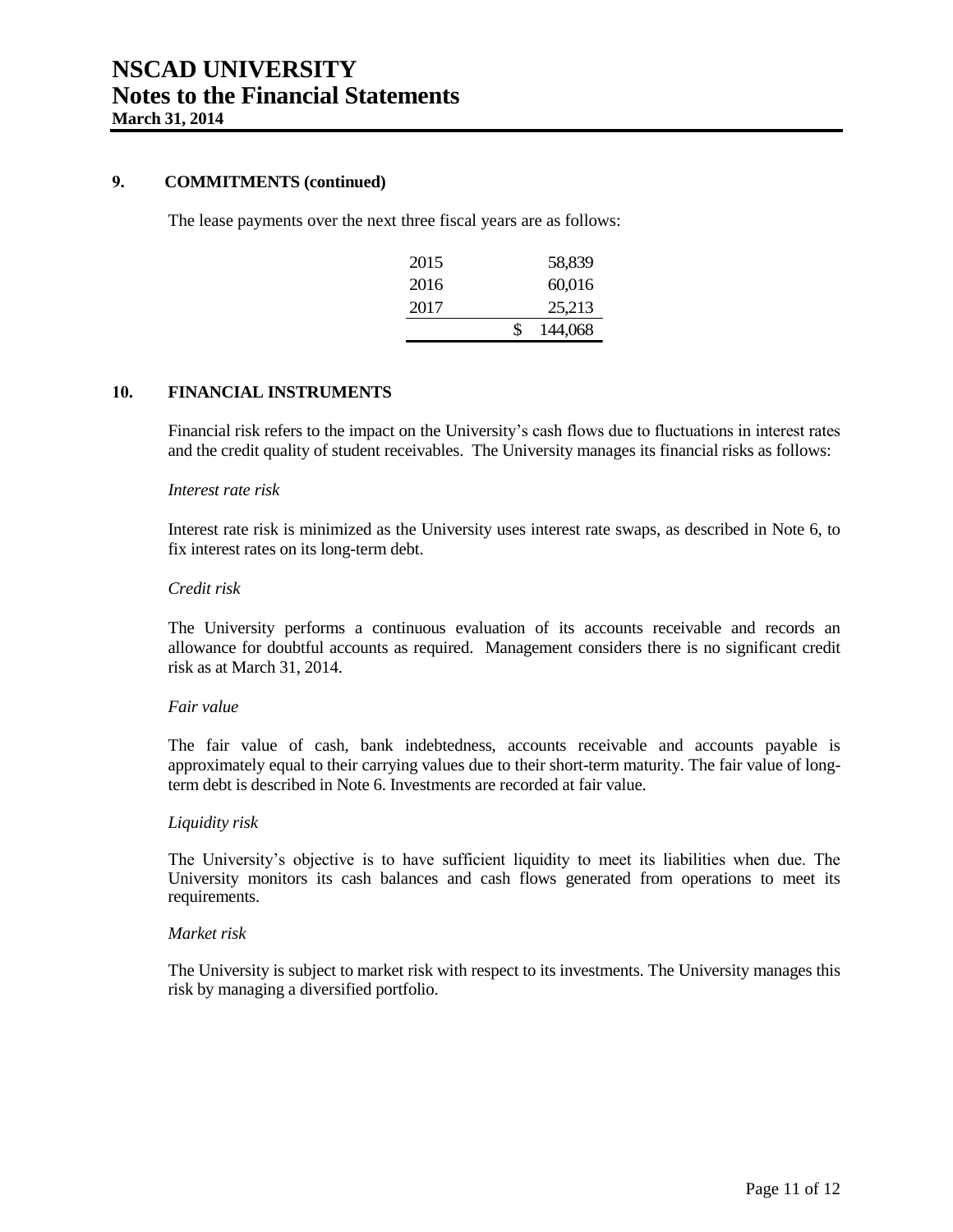## 9. COMMITMENTS (continued)

The lease payments over the next three fiscal years are as follows:

| | |
|---|---|
| 2015 | 58,839 |
| 2016 | 60,016 |
| 2017 | 25,213 |
| | $ 144,068 |

## 10. FINANCIAL INSTRUMENTS

Financial risk refers to the impact on the University's cash flows due to fluctuations in interest rates and the credit quality of student receivables. The University manages its financial risks as follows:

*Interest rate risk*

Interest rate risk is minimized as the University uses interest rate swaps, as described in Note 6, to fix interest rates on its long-term debt.

*Credit risk*

The University performs a continuous evaluation of its accounts receivable and records an allowance for doubtful accounts as required. Management considers there is no significant credit risk as at March 31, 2014.

*Fair value*

The fair value of cash, bank indebtedness, accounts receivable and accounts payable is approximately equal to their carrying values due to their short-term maturity. The fair value of long-term debt is described in Note 6. Investments are recorded at fair value.

*Liquidity risk*

The University's objective is to have sufficient liquidity to meet its liabilities when due. The University monitors its cash balances and cash flows generated from operations to meet its requirements.

*Market risk*

The University is subject to market risk with respect to its investments. The University manages this risk by managing a diversified portfolio.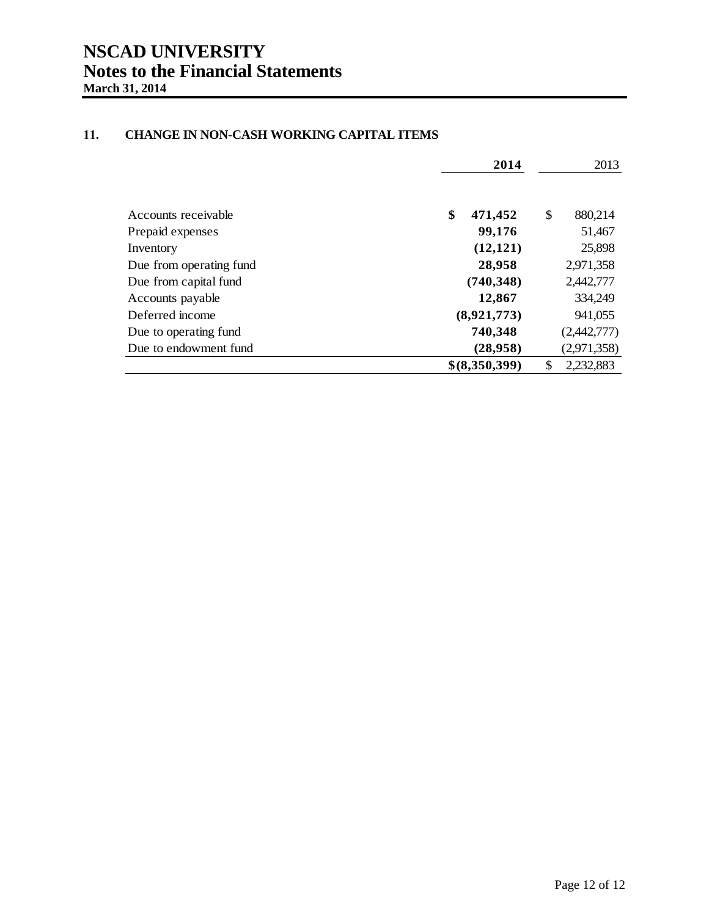## 11. CHANGE IN NON-CASH WORKING CAPITAL ITEMS

| | 2014 | 2013 |
|---|---|---|
| Accounts receivable | $ 471,452 | $ 880,214 |
| Prepaid expenses | 99,176 | 51,467 |
| Inventory | (12,121) | 25,898 |
| Due from operating fund | 28,958 | 2,971,358 |
| Due from capital fund | (740,348) | 2,442,777 |
| Accounts payable | 12,867 | 334,249 |
| Deferred income | (8,921,773) | 941,055 |
| Due to operating fund | 740,348 | (2,442,777) |
| Due to endowment fund | (28,958) | (2,971,358) |
| | $(8,350,399) | $ 2,232,883 |